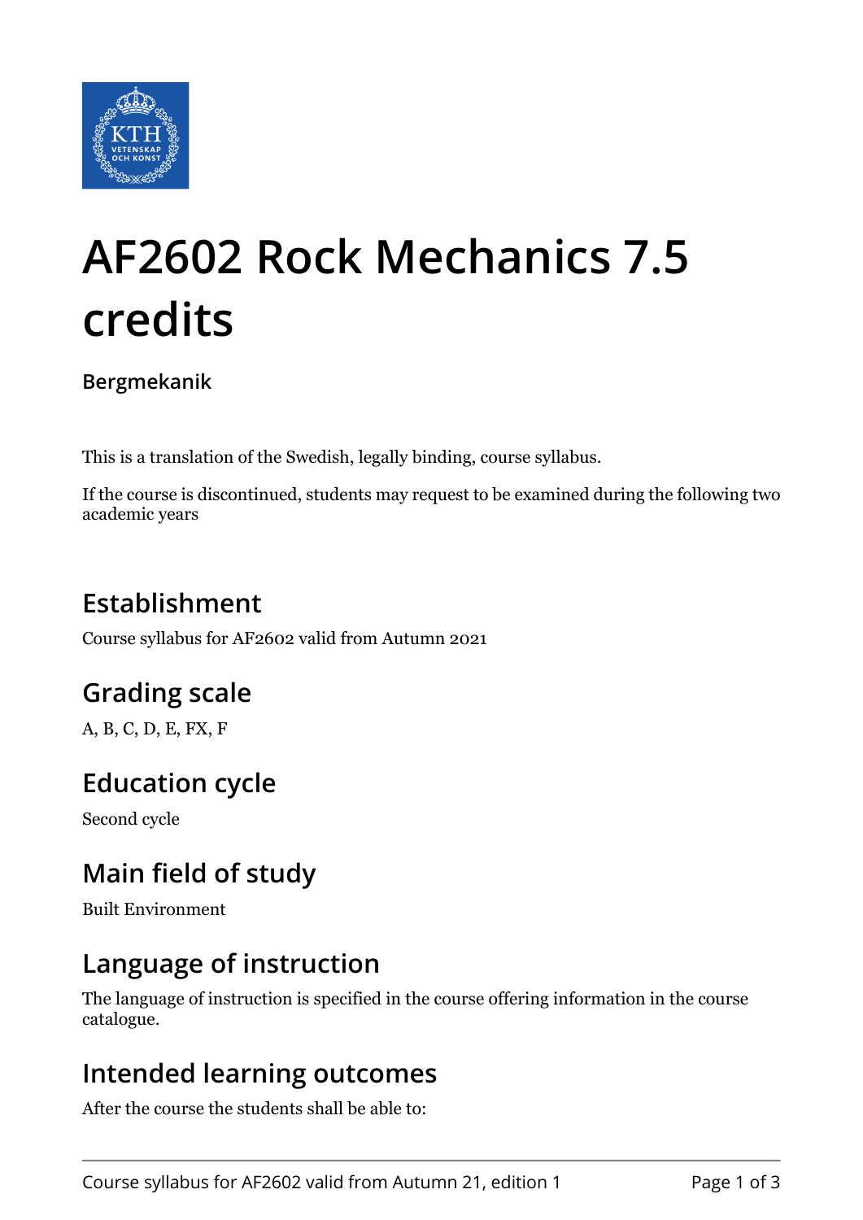# AF2602 Rock Mechanics 7.5 credits

**Bergmekanik**

This is a translation of the Swedish, legally binding, course syllabus.

If the course is discontinued, students may request to be examined during the following two academic years

## Establishment

Course syllabus for AF2602 valid from Autumn 2021

## Grading scale

A, B, C, D, E, FX, F

## Education cycle

Second cycle

## Main field of study

Built Environment

## Language of instruction

The language of instruction is specified in the course offering information in the course catalogue.

## Intended learning outcomes

After the course the students shall be able to: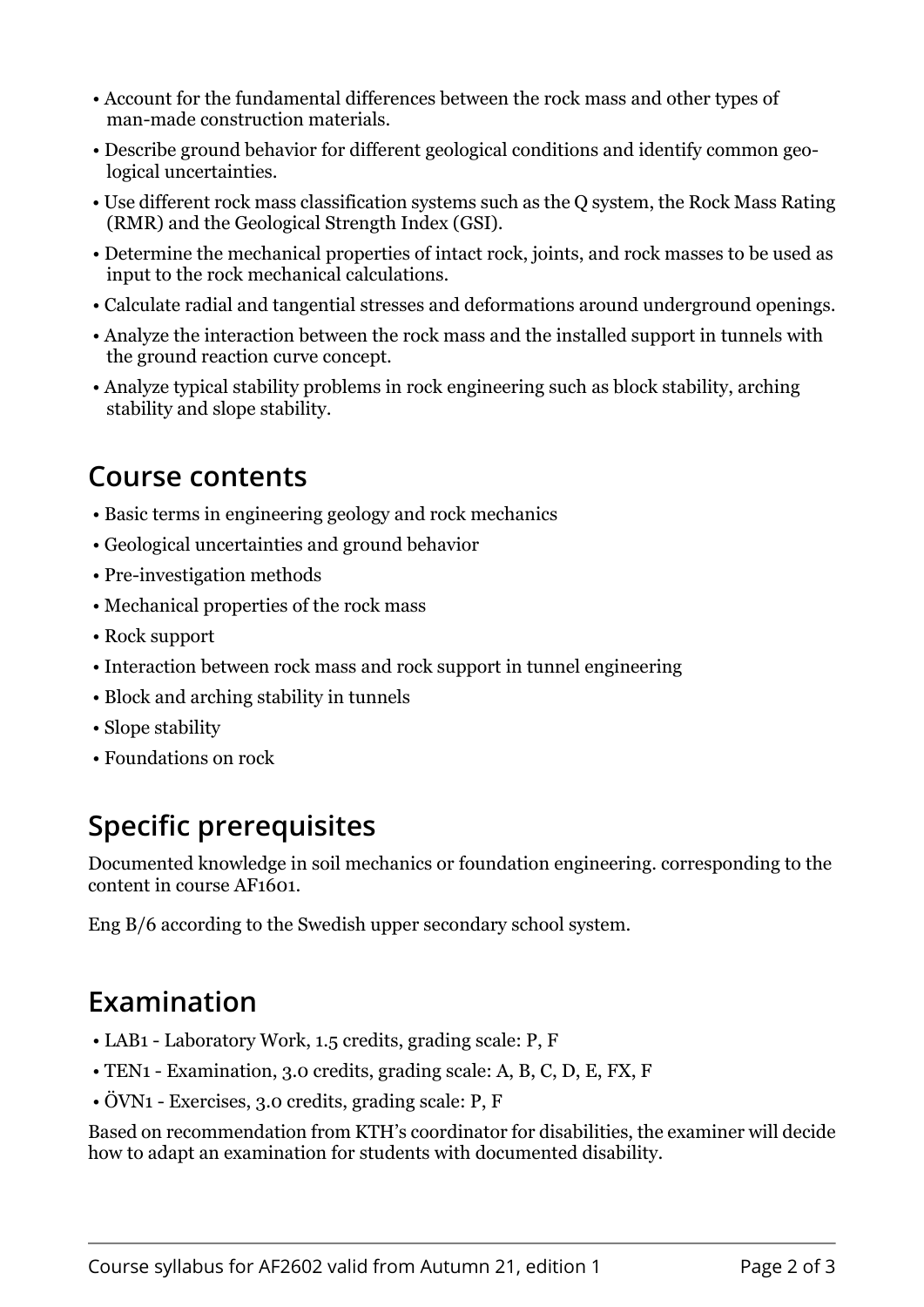- Account for the fundamental differences between the rock mass and other types of man-made construction materials.
- Describe ground behavior for different geological conditions and identify common geological uncertainties.
- Use different rock mass classification systems such as the Q system, the Rock Mass Rating (RMR) and the Geological Strength Index (GSI).
- Determine the mechanical properties of intact rock, joints, and rock masses to be used as input to the rock mechanical calculations.
- Calculate radial and tangential stresses and deformations around underground openings.
- Analyze the interaction between the rock mass and the installed support in tunnels with the ground reaction curve concept.
- Analyze typical stability problems in rock engineering such as block stability, arching stability and slope stability.

## Course contents

- Basic terms in engineering geology and rock mechanics
- Geological uncertainties and ground behavior
- Pre-investigation methods
- Mechanical properties of the rock mass
- Rock support
- Interaction between rock mass and rock support in tunnel engineering
- Block and arching stability in tunnels
- Slope stability
- Foundations on rock

## Specific prerequisites

Documented knowledge in soil mechanics or foundation engineering. corresponding to the content in course AF1601.

Eng B/6 according to the Swedish upper secondary school system.

## Examination

- LAB1 - Laboratory Work, 1.5 credits, grading scale: P, F
- TEN1 - Examination, 3.0 credits, grading scale: A, B, C, D, E, FX, F
- ÖVN1 - Exercises, 3.0 credits, grading scale: P, F

Based on recommendation from KTH's coordinator for disabilities, the examiner will decide how to adapt an examination for students with documented disability.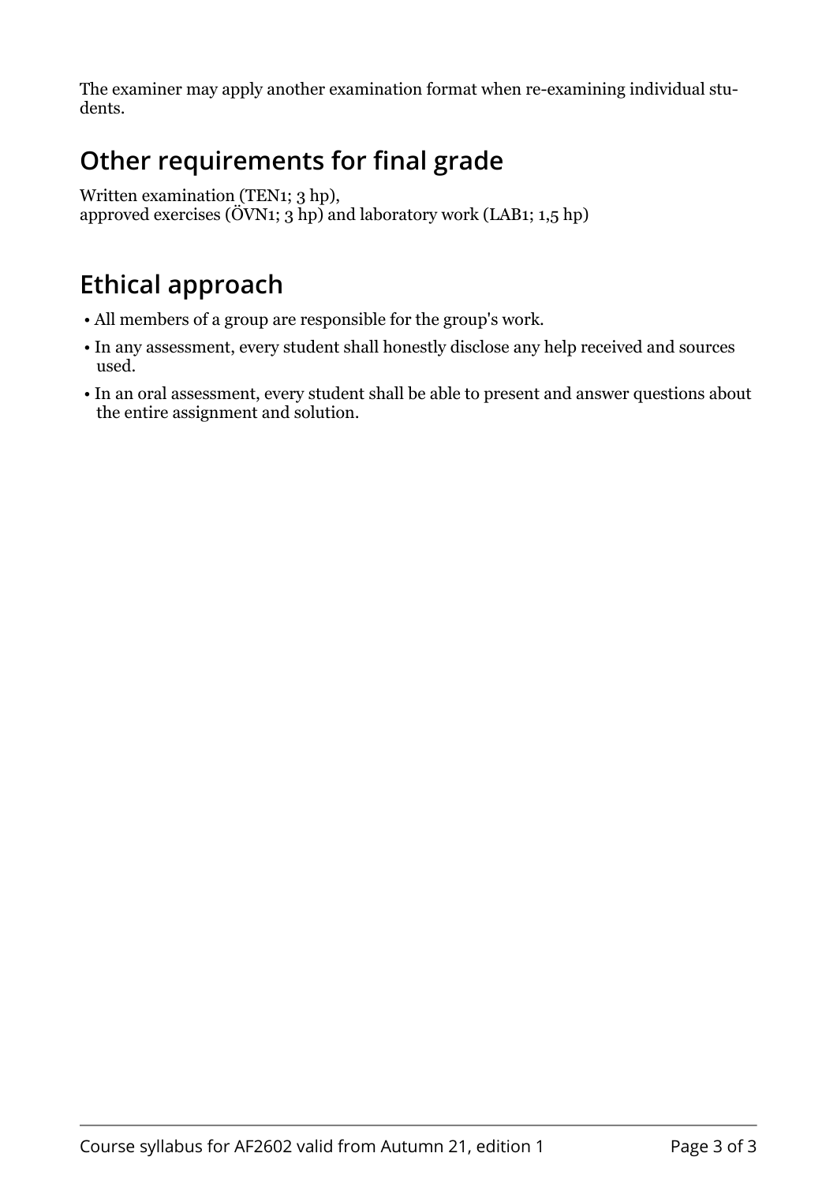The examiner may apply another examination format when re-examining individual students.

## Other requirements for final grade

Written examination (TEN1; 3 hp),
approved exercises (ÖVN1; 3 hp) and laboratory work (LAB1; 1,5 hp)

## Ethical approach

- All members of a group are responsible for the group's work.
- In any assessment, every student shall honestly disclose any help received and sources used.
- In an oral assessment, every student shall be able to present and answer questions about the entire assignment and solution.